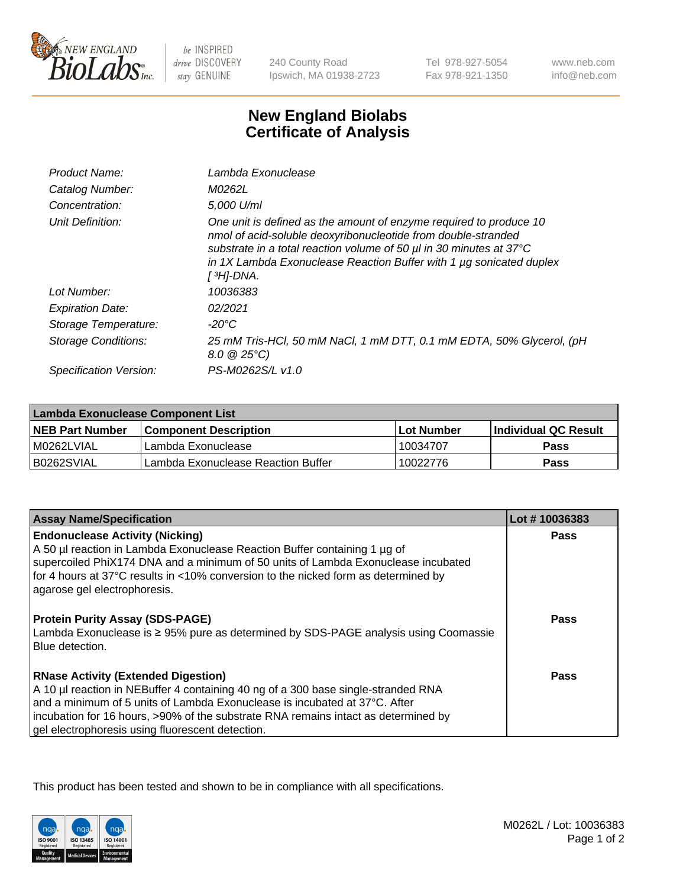240 County Road
Ipswich, MA 01938-2723

Tel 978-927-5054
Fax 978-921-1350

www.neb.com
info@neb.com

# New England Biolabs
# Certificate of Analysis

| | |
|---|---|
| *Product Name:* | *Lambda Exonuclease* |
| *Catalog Number:* | *M0262L* |
| *Concentration:* | *5,000 U/ml* |
| *Unit Definition:* | *One unit is defined as the amount of enzyme required to produce 10 nmol of acid-soluble deoxyribonucleotide from double-stranded substrate in a total reaction volume of 50 µl in 30 minutes at 37°C in 1X Lambda Exonuclease Reaction Buffer with 1 µg sonicated duplex [ $^3$H]-DNA.* |
| *Lot Number:* | *10036383* |
| *Expiration Date:* | *02/2021* |
| *Storage Temperature:* | *-20°C* |
| *Storage Conditions:* | *25 mM Tris-HCl, 50 mM NaCl, 1 mM DTT, 0.1 mM EDTA, 50% Glycerol, (pH 8.0 @ 25°C)* |
| *Specification Version:* | *PS-M0262S/L v1.0* |

| Lambda Exonuclease Component List | | | |
|---|---|---|---|
| **NEB Part Number** | **Component Description** | **Lot Number** | **Individual QC Result** |
| M0262LVIAL | Lambda Exonuclease | 10034707 | **Pass** |
| B0262SVIAL | Lambda Exonuclease Reaction Buffer | 10022776 | **Pass** |

| Assay Name/Specification | Lot # 10036383 |
|---|---|
| **Endonuclease Activity (Nicking)**<br>A 50 µl reaction in Lambda Exonuclease Reaction Buffer containing 1 µg of supercoiled PhiX174 DNA and a minimum of 50 units of Lambda Exonuclease incubated for 4 hours at 37°C results in <10% conversion to the nicked form as determined by agarose gel electrophoresis. | **Pass** |
| **Protein Purity Assay (SDS-PAGE)**<br>Lambda Exonuclease is ≥ 95% pure as determined by SDS-PAGE analysis using Coomassie Blue detection. | **Pass** |
| **RNase Activity (Extended Digestion)**<br>A 10 µl reaction in NEBuffer 4 containing 40 ng of a 300 base single-stranded RNA and a minimum of 5 units of Lambda Exonuclease is incubated at 37°C. After incubation for 16 hours, >90% of the substrate RNA remains intact as determined by gel electrophoresis using fluorescent detection. | **Pass** |

This product has been tested and shown to be in compliance with all specifications.

M0262L / Lot: 10036383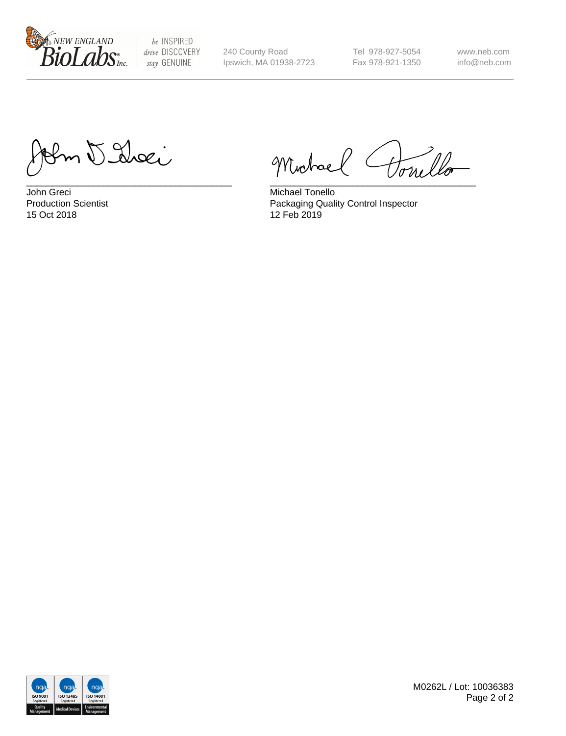John Greci
Production Scientist
15 Oct 2018

Michael Tonello
Packaging Quality Control Inspector
12 Feb 2019

M0262L / Lot: 10036383